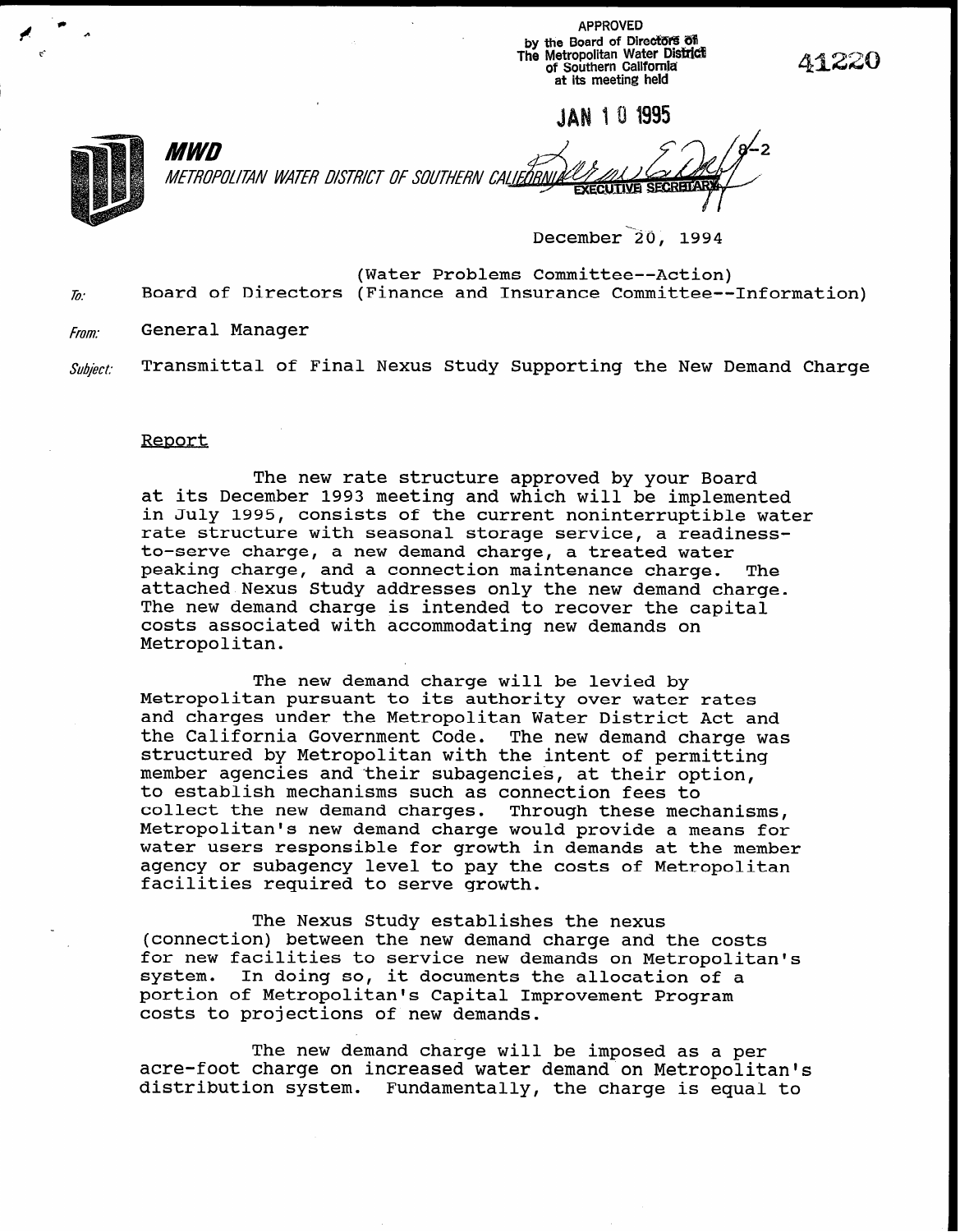APPROVED
by the Board of Directors of
The Metropolitan Water District
of Southern California
at its meeting held

JAN 10 1995

EXECUTIVE SECRETARY

8-2

41220

**MWD**

*METROPOLITAN WATER DISTRICT OF SOUTHERN CALIFORNIA*

December 20, 1994

(Water Problems Committee--Action)

*To:* Board of Directors (Finance and Insurance Committee--Information)

*From:* General Manager

*Subject:* Transmittal of Final Nexus Study Supporting the New Demand Charge

Report

The new rate structure approved by your Board at its December 1993 meeting and which will be implemented in July 1995, consists of the current noninterruptible water rate structure with seasonal storage service, a readiness-to-serve charge, a new demand charge, a treated water peaking charge, and a connection maintenance charge. The attached Nexus Study addresses only the new demand charge. The new demand charge is intended to recover the capital costs associated with accommodating new demands on Metropolitan.

The new demand charge will be levied by Metropolitan pursuant to its authority over water rates and charges under the Metropolitan Water District Act and the California Government Code. The new demand charge was structured by Metropolitan with the intent of permitting member agencies and their subagencies, at their option, to establish mechanisms such as connection fees to collect the new demand charges. Through these mechanisms, Metropolitan's new demand charge would provide a means for water users responsible for growth in demands at the member agency or subagency level to pay the costs of Metropolitan facilities required to serve growth.

The Nexus Study establishes the nexus (connection) between the new demand charge and the costs for new facilities to service new demands on Metropolitan's system. In doing so, it documents the allocation of a portion of Metropolitan's Capital Improvement Program costs to projections of new demands.

The new demand charge will be imposed as a per acre-foot charge on increased water demand on Metropolitan's distribution system. Fundamentally, the charge is equal to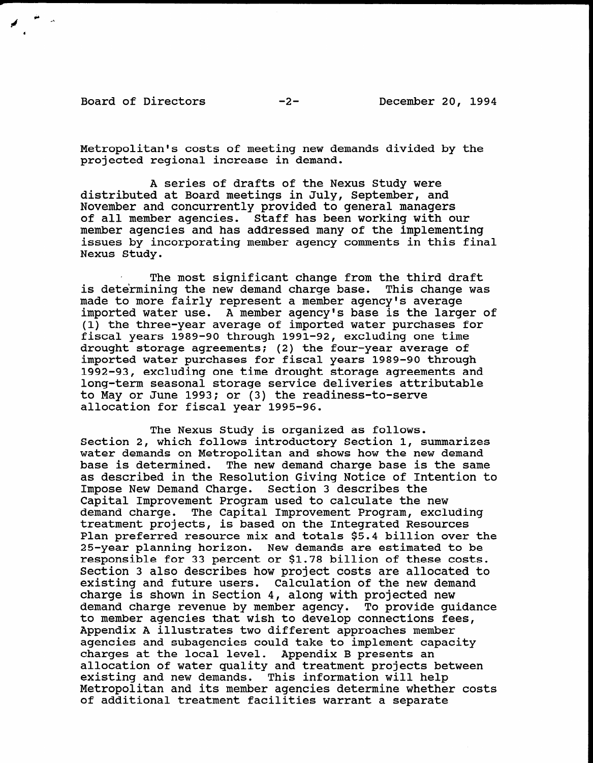Metropolitan's costs of meeting new demands divided by the projected regional increase in demand.

A series of drafts of the Nexus Study were distributed at Board meetings in July, September, and November and concurrently provided to general managers of all member agencies. Staff has been working with our member agencies and has addressed many of the implementing issues by incorporating member agency comments in this final Nexus Study.

The most significant change from the third draft is determining the new demand charge base. This change was made to more fairly represent a member agency's average imported water use. A member agency's base is the larger of (1) the three-year average of imported water purchases for fiscal years 1989-90 through 1991-92, excluding one time drought storage agreements; (2) the four-year average of imported water purchases for fiscal years 1989-90 through 1992-93, excluding one time drought storage agreements and long-term seasonal storage service deliveries attributable to May or June 1993; or (3) the readiness-to-serve allocation for fiscal year 1995-96.

The Nexus Study is organized as follows. Section 2, which follows introductory Section 1, summarizes water demands on Metropolitan and shows how the new demand base is determined. The new demand charge base is the same as described in the Resolution Giving Notice of Intention to Impose New Demand Charge. Section 3 describes the Capital Improvement Program used to calculate the new demand charge. The Capital Improvement Program, excluding treatment projects, is based on the Integrated Resources Plan preferred resource mix and totals $5.4 billion over the 25-year planning horizon. New demands are estimated to be responsible for 33 percent or $1.78 billion of these costs. Section 3 also describes how project costs are allocated to existing and future users. Calculation of the new demand charge is shown in Section 4, along with projected new demand charge revenue by member agency. To provide guidance to member agencies that wish to develop connections fees, Appendix A illustrates two different approaches member agencies and subagencies could take to implement capacity charges at the local level. Appendix B presents an allocation of water quality and treatment projects between existing and new demands. This information will help Metropolitan and its member agencies determine whether costs of additional treatment facilities warrant a separate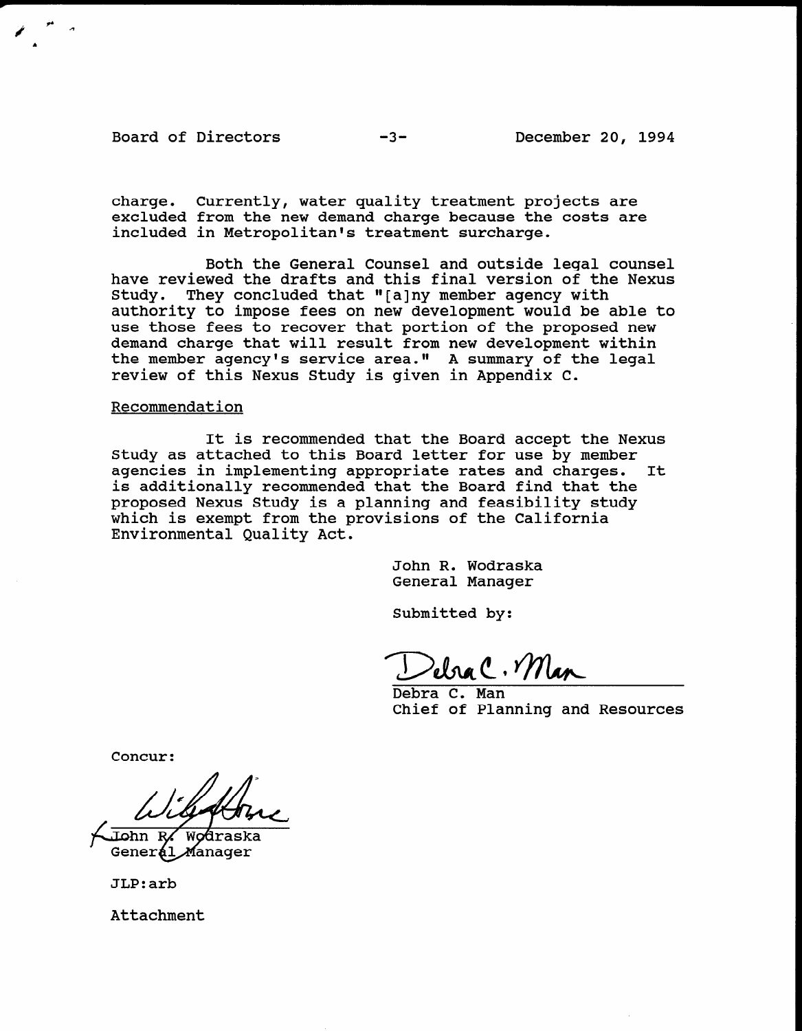charge. Currently, water quality treatment projects are excluded from the new demand charge because the costs are included in Metropolitan's treatment surcharge.

Both the General Counsel and outside legal counsel have reviewed the drafts and this final version of the Nexus Study. They concluded that "[a]ny member agency with authority to impose fees on new development would be able to use those fees to recover that portion of the proposed new demand charge that will result from new development within the member agency's service area." A summary of the legal review of this Nexus Study is given in Appendix C.

Recommendation

It is recommended that the Board accept the Nexus Study as attached to this Board letter for use by member agencies in implementing appropriate rates and charges. It is additionally recommended that the Board find that the proposed Nexus Study is a planning and feasibility study which is exempt from the provisions of the California Environmental Quality Act.

John R. Wodraska
General Manager

Submitted by:

Debra C. Man
Debra C. Man
Chief of Planning and Resources

Concur:

John R. Wodraska
General Manager

JLP:arb

Attachment